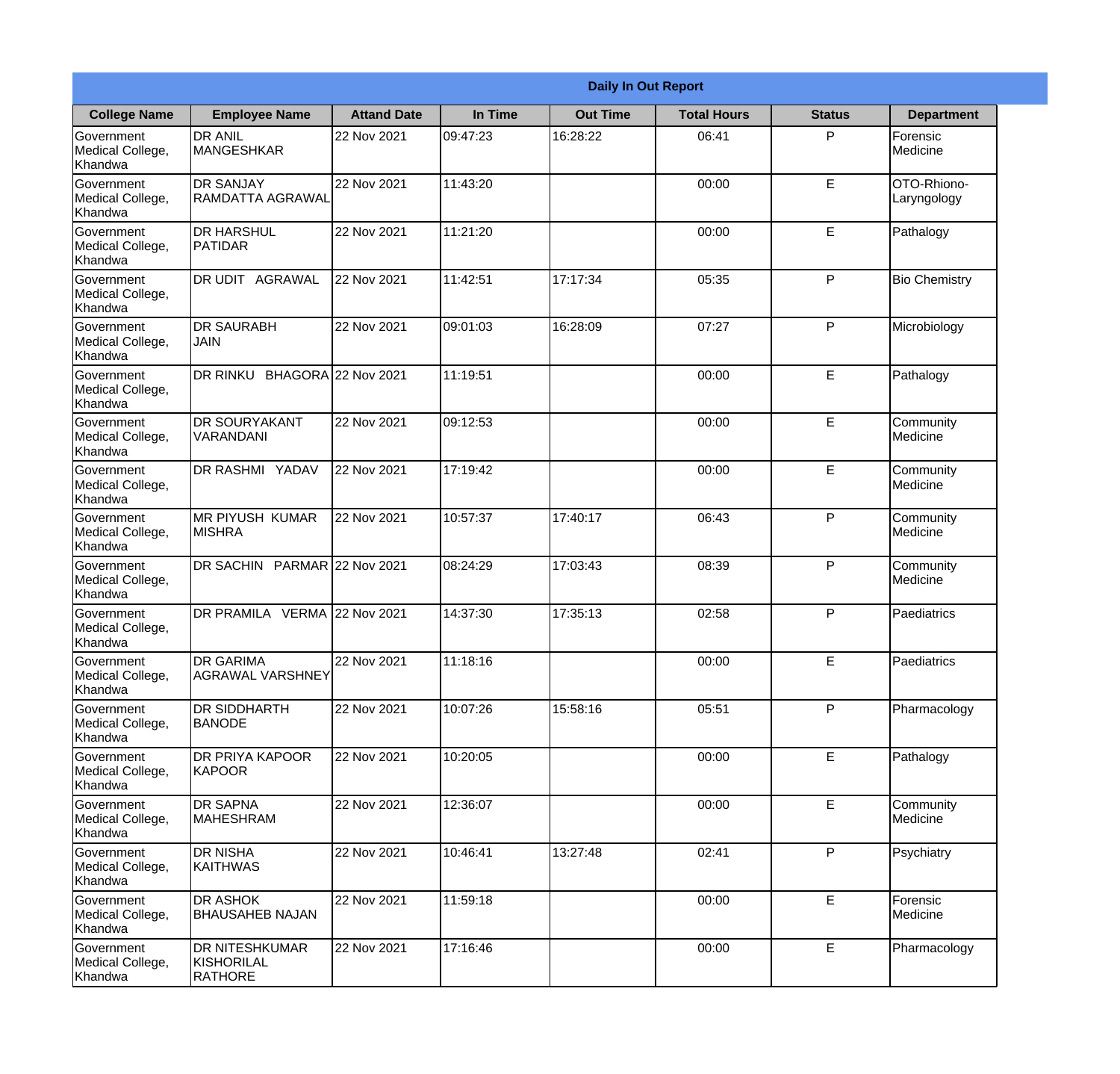# Daily In Out Report

| College Name | Employee Name | Attand Date | In Time | Out Time | Total Hours | Status | Department |
|---|---|---|---|---|---|---|---|
| Government Medical College, Khandwa | DR ANIL MANGESHKAR | 22 Nov 2021 | 09:47:23 | 16:28:22 | 06:41 | P | Forensic Medicine |
| Government Medical College, Khandwa | DR SANJAY RAMDATTA AGRAWAL | 22 Nov 2021 | 11:43:20 | | 00:00 | E | OTO-Rhiono-Laryngology |
| Government Medical College, Khandwa | DR HARSHUL PATIDAR | 22 Nov 2021 | 11:21:20 | | 00:00 | E | Pathalogy |
| Government Medical College, Khandwa | DR UDIT AGRAWAL | 22 Nov 2021 | 11:42:51 | 17:17:34 | 05:35 | P | Bio Chemistry |
| Government Medical College, Khandwa | DR SAURABH JAIN | 22 Nov 2021 | 09:01:03 | 16:28:09 | 07:27 | P | Microbiology |
| Government Medical College, Khandwa | DR RINKU BHAGORA | 22 Nov 2021 | 11:19:51 | | 00:00 | E | Pathalogy |
| Government Medical College, Khandwa | DR SOURYAKANT VARANDANI | 22 Nov 2021 | 09:12:53 | | 00:00 | E | Community Medicine |
| Government Medical College, Khandwa | DR RASHMI YADAV | 22 Nov 2021 | 17:19:42 | | 00:00 | E | Community Medicine |
| Government Medical College, Khandwa | MR PIYUSH KUMAR MISHRA | 22 Nov 2021 | 10:57:37 | 17:40:17 | 06:43 | P | Community Medicine |
| Government Medical College, Khandwa | DR SACHIN PARMAR | 22 Nov 2021 | 08:24:29 | 17:03:43 | 08:39 | P | Community Medicine |
| Government Medical College, Khandwa | DR PRAMILA VERMA | 22 Nov 2021 | 14:37:30 | 17:35:13 | 02:58 | P | Paediatrics |
| Government Medical College, Khandwa | DR GARIMA AGRAWAL VARSHNEY | 22 Nov 2021 | 11:18:16 | | 00:00 | E | Paediatrics |
| Government Medical College, Khandwa | DR SIDDHARTH BANODE | 22 Nov 2021 | 10:07:26 | 15:58:16 | 05:51 | P | Pharmacology |
| Government Medical College, Khandwa | DR PRIYA KAPOOR KAPOOR | 22 Nov 2021 | 10:20:05 | | 00:00 | E | Pathalogy |
| Government Medical College, Khandwa | DR SAPNA MAHESHRAM | 22 Nov 2021 | 12:36:07 | | 00:00 | E | Community Medicine |
| Government Medical College, Khandwa | DR NISHA KAITHWAS | 22 Nov 2021 | 10:46:41 | 13:27:48 | 02:41 | P | Psychiatry |
| Government Medical College, Khandwa | DR ASHOK BHAUSAHEB NAJAN | 22 Nov 2021 | 11:59:18 | | 00:00 | E | Forensic Medicine |
| Government Medical College, Khandwa | DR NITESHKUMAR KISHORILAL RATHORE | 22 Nov 2021 | 17:16:46 | | 00:00 | E | Pharmacology |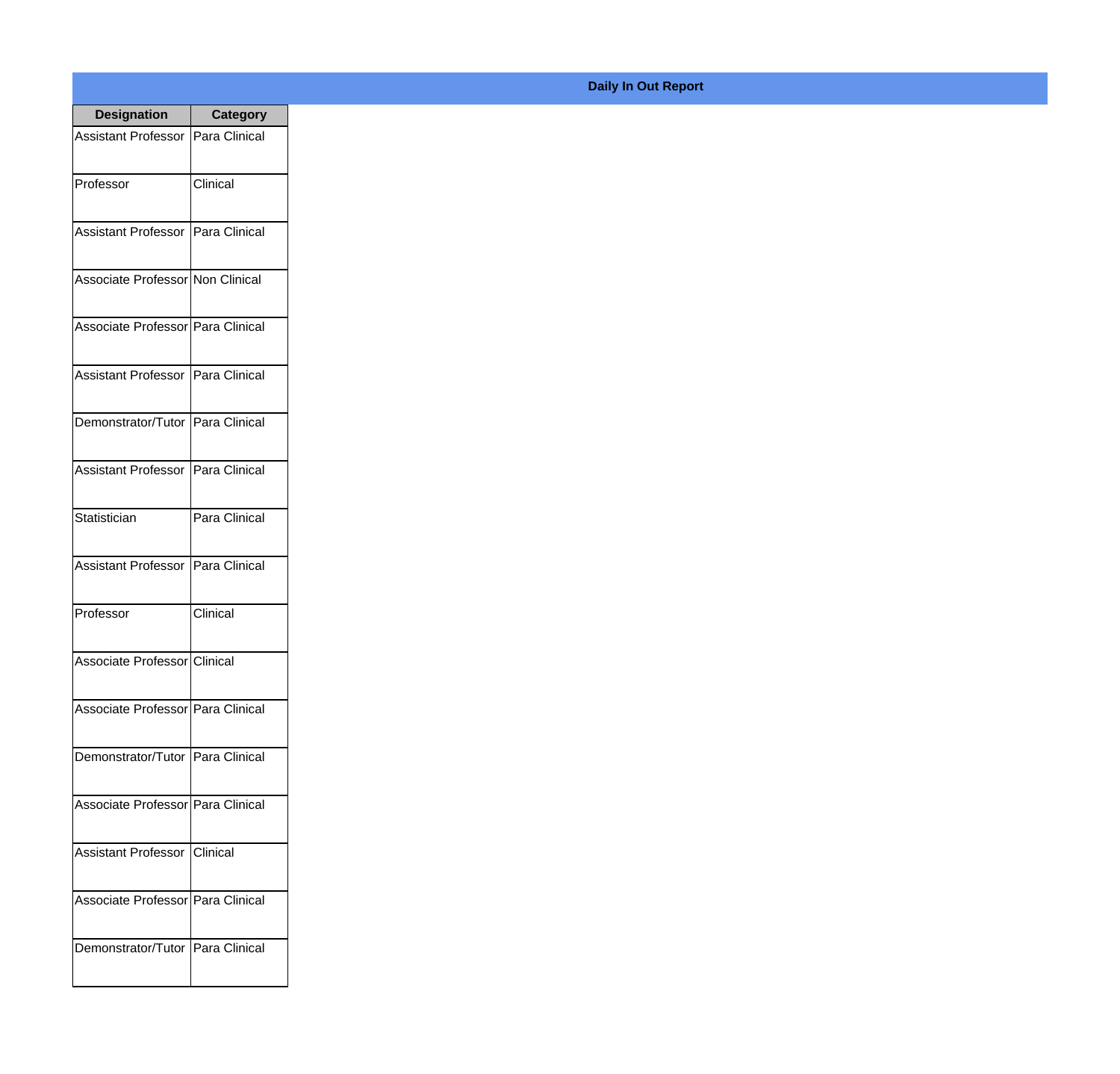**Daily In Out Report**

| Designation | Category |
|---|---|
| Assistant Professor | Para Clinical |
| Professor | Clinical |
| Assistant Professor | Para Clinical |
| Associate Professor | Non Clinical |
| Associate Professor | Para Clinical |
| Assistant Professor | Para Clinical |
| Demonstrator/Tutor | Para Clinical |
| Assistant Professor | Para Clinical |
| Statistician | Para Clinical |
| Assistant Professor | Para Clinical |
| Professor | Clinical |
| Associate Professor | Clinical |
| Associate Professor | Para Clinical |
| Demonstrator/Tutor | Para Clinical |
| Associate Professor | Para Clinical |
| Assistant Professor | Clinical |
| Associate Professor | Para Clinical |
| Demonstrator/Tutor | Para Clinical |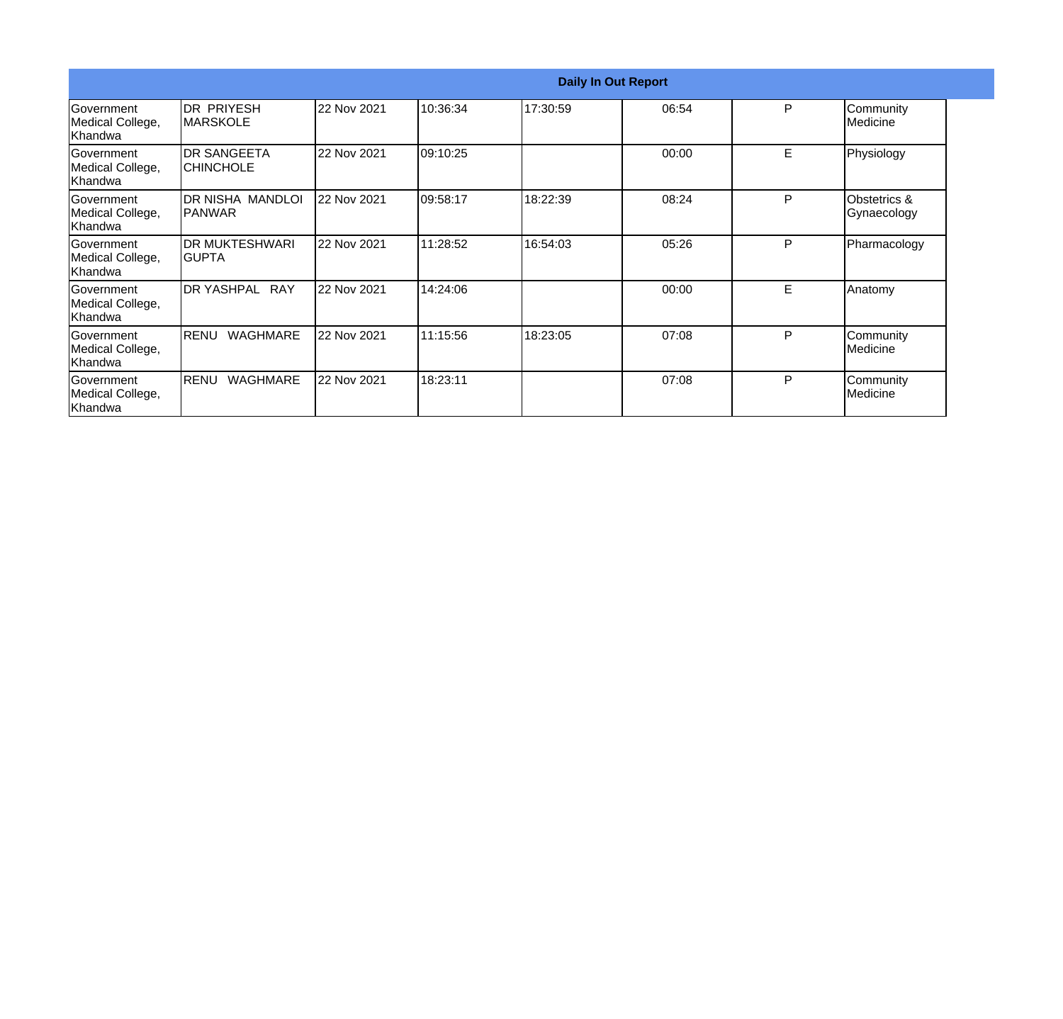| Daily In Out Report | | | | | | | |
|---|---|---|---|---|---|---|---|
| Government Medical College, Khandwa | DR PRIYESH MARSKOLE | 22 Nov 2021 | 10:36:34 | 17:30:59 | 06:54 | P | Community Medicine |
| Government Medical College, Khandwa | DR SANGEETA CHINCHOLE | 22 Nov 2021 | 09:10:25 | | 00:00 | E | Physiology |
| Government Medical College, Khandwa | DR NISHA MANDLOI PANWAR | 22 Nov 2021 | 09:58:17 | 18:22:39 | 08:24 | P | Obstetrics & Gynaecology |
| Government Medical College, Khandwa | DR MUKTESHWARI GUPTA | 22 Nov 2021 | 11:28:52 | 16:54:03 | 05:26 | P | Pharmacology |
| Government Medical College, Khandwa | DR YASHPAL RAY | 22 Nov 2021 | 14:24:06 | | 00:00 | E | Anatomy |
| Government Medical College, Khandwa | RENU WAGHMARE | 22 Nov 2021 | 11:15:56 | 18:23:05 | 07:08 | P | Community Medicine |
| Government Medical College, Khandwa | RENU WAGHMARE | 22 Nov 2021 | 18:23:11 | | 07:08 | P | Community Medicine |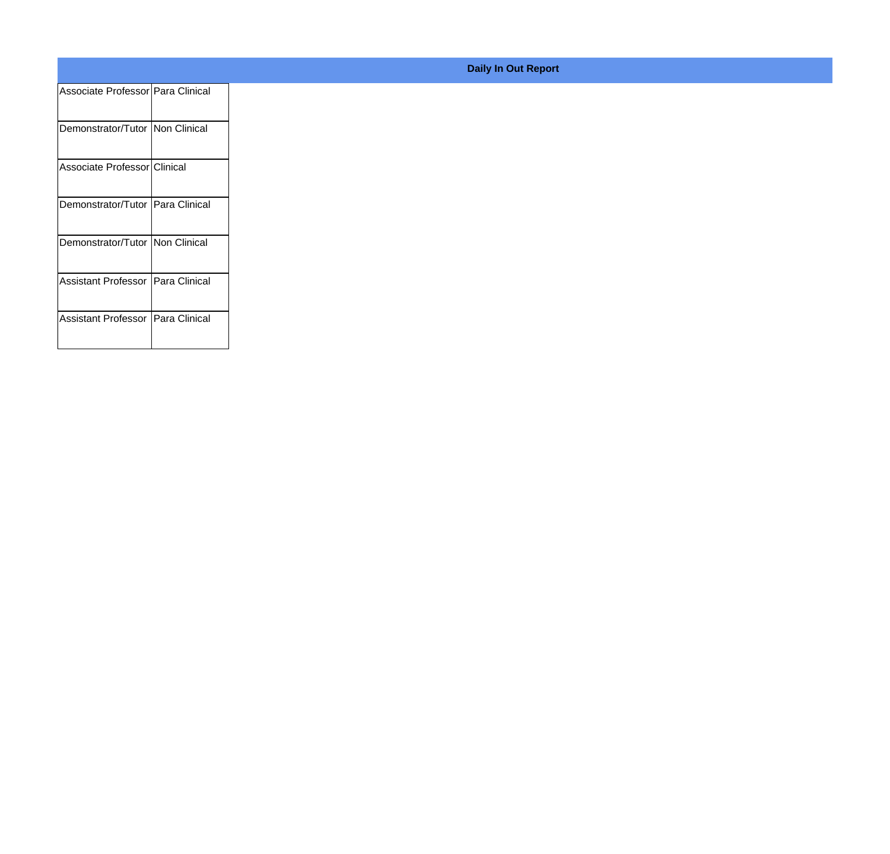**Daily In Out Report**

| | |
|---|---|
| Associate Professor | Para Clinical |
| Demonstrator/Tutor | Non Clinical |
| Associate Professor | Clinical |
| Demonstrator/Tutor | Para Clinical |
| Demonstrator/Tutor | Non Clinical |
| Assistant Professor | Para Clinical |
| Assistant Professor | Para Clinical |